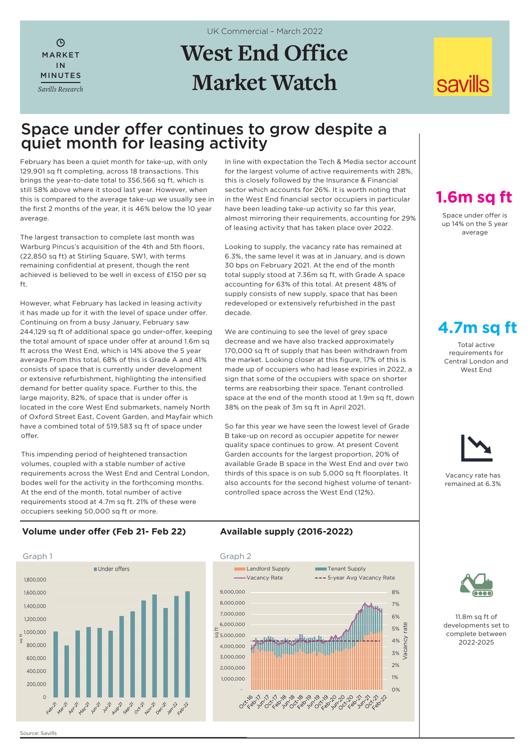Market in Minutes

*Savills Research*

UK Commercial – March 2022

# West End Office Market Watch

## Space under offer continues to grow despite a quiet month for leasing activity

February has been a quiet month for take-up, with only 129,901 sq ft completing, across 18 transactions. This brings the year-to-date total to 356,566 sq ft, which is still 58% above where it stood last year. However, when this is compared to the average take-up we usually see in the first 2 months of the year, it is 46% below the 10 year average.

The largest transaction to complete last month was Warburg Pincus's acquisition of the 4th and 5th floors, (22,850 sq ft) at Stirling Square, SW1, with terms remaining confidential at present, though the rent achieved is believed to be well in excess of £150 per sq ft.

However, what February has lacked in leasing activity it has made up for it with the level of space under offer. Continuing on from a busy January, February saw 244,129 sq ft of additional space go under-offer, keeping the total amount of space under offer at around 1.6m sq ft across the West End, which is 14% above the 5 year average.From this total, 68% of this is Grade A and 41% consists of space that is currently under development or extensive refurbishment, highlighting the intensified demand for better quality space. Further to this, the large majority, 82%, of space that is under offer is located in the core West End submarkets, namely North of Oxford Street East, Covent Garden, and Mayfair which have a combined total of 519,583 sq ft of space under offer.

This impending period of heightened transaction volumes, coupled with a stable number of active requirements across the West End and Central London, bodes well for the activity in the forthcoming months. At the end of the month, total number of active requirements stood at 4.7m sq ft. 21% of these were occupiers seeking 50,000 sq ft or more.

In line with expectation the Tech & Media sector account for the largest volume of active requirements with 28%, this is closely followed by the Insurance & Financial sector which accounts for 26%. It is worth noting that in the West End financial sector occupiers in particular have been leading take-up activity so far this year, almost mirroring their requirements, accounting for 29% of leasing activity that has taken place over 2022.

Looking to supply, the vacancy rate has remained at 6.3%, the same level it was at in January, and is down 30 bps on February 2021. At the end of the month total supply stood at 7.36m sq ft, with Grade A space accounting for 63% of this total. At present 48% of supply consists of new supply, space that has been redeveloped or extensively refurbished in the past decade.

We are continuing to see the level of grey space decrease and we have also tracked approximately 170,000 sq ft of supply that has been withdrawn from the market. Looking closer at this figure, 17% of this is made up of occupiers who had lease expiries in 2022, a sign that some of the occupiers with space on shorter terms are reabsorbing their space. Tenant controlled space at the end of the month stood at 1.9m sq ft, down 38% on the peak of 3m sq ft in April 2021.

So far this year we have seen the lowest level of Grade B take-up on record as occupier appetite for newer quality space continues to grow. At present Covent Garden accounts for the largest proportion, 20% of available Grade B space in the West End and over two thirds of this space is on sub 5,000 sq ft floorplates. It also accounts for the second highest volume of tenant-controlled space across the West End (12%).

**1.6m sq ft**

Space under offer is up 14% on the 5 year average

**4.7m sq ft**

Total active requirements for Central London and West End

Vacancy rate has remained at 6.3%

11.8m sq ft of developments set to complete between 2022-2025

### Volume under offer (Feb 21- Feb 22)

Graph 1

### Available supply (2016-2022)

Graph 2

Source: Savills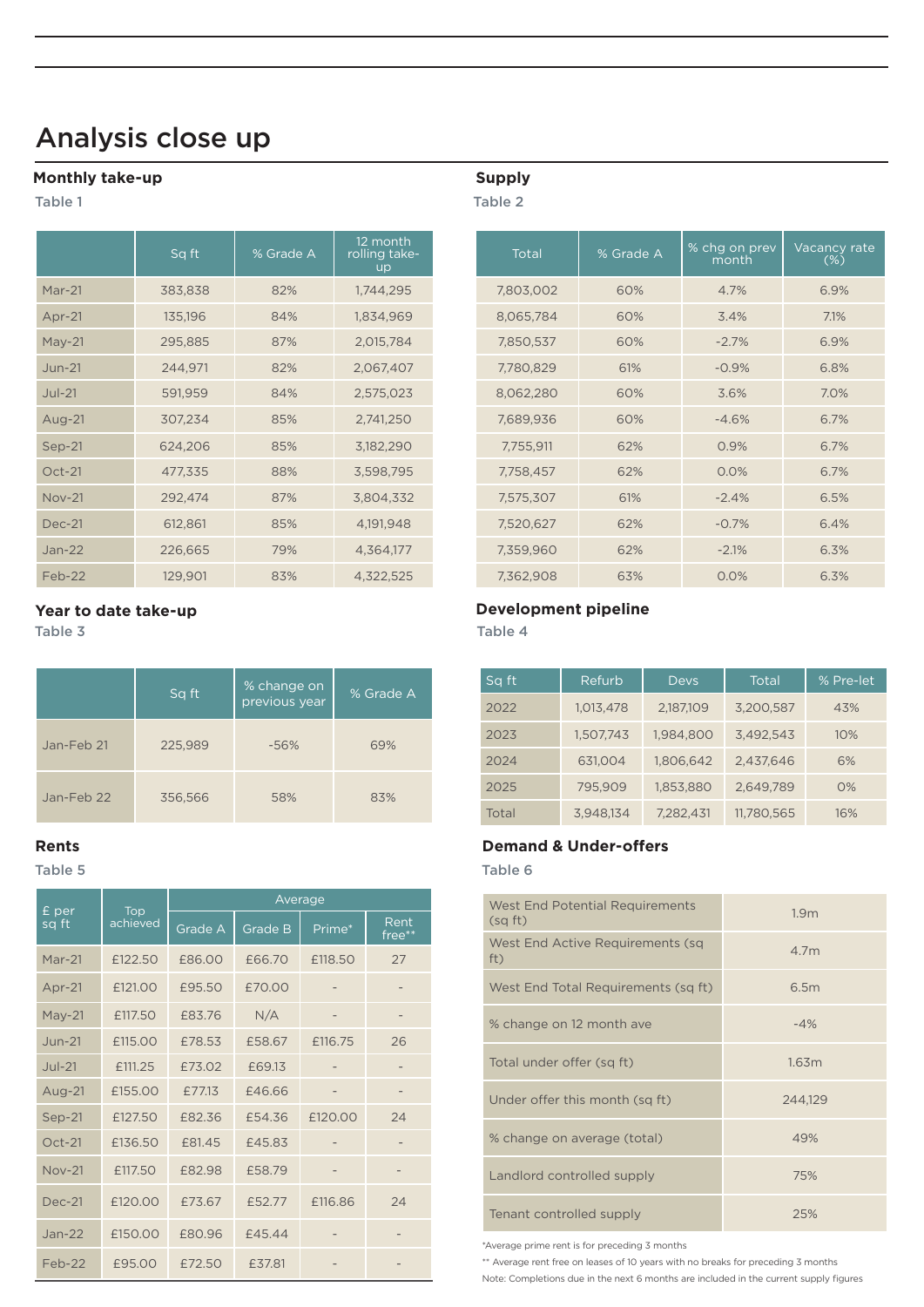# Analysis close up

## Monthly take-up

Table 1

| | Sq ft | % Grade A | 12 month rolling take-up |
|---|---|---|---|
| Mar-21 | 383,838 | 82% | 1,744,295 |
| Apr-21 | 135,196 | 84% | 1,834,969 |
| May-21 | 295,885 | 87% | 2,015,784 |
| Jun-21 | 244,971 | 82% | 2,067,407 |
| Jul-21 | 591,959 | 84% | 2,575,023 |
| Aug-21 | 307,234 | 85% | 2,741,250 |
| Sep-21 | 624,206 | 85% | 3,182,290 |
| Oct-21 | 477,335 | 88% | 3,598,795 |
| Nov-21 | 292,474 | 87% | 3,804,332 |
| Dec-21 | 612,861 | 85% | 4,191,948 |
| Jan-22 | 226,665 | 79% | 4,364,177 |
| Feb-22 | 129,901 | 83% | 4,322,525 |

## Supply

Table 2

| Total | % Grade A | % chg on prev month | Vacancy rate (%) |
|---|---|---|---|
| 7,803,002 | 60% | 4.7% | 6.9% |
| 8,065,784 | 60% | 3.4% | 7.1% |
| 7,850,537 | 60% | -2.7% | 6.9% |
| 7,780,829 | 61% | -0.9% | 6.8% |
| 8,062,280 | 60% | 3.6% | 7.0% |
| 7,689,936 | 60% | -4.6% | 6.7% |
| 7,755,911 | 62% | 0.9% | 6.7% |
| 7,758,457 | 62% | 0.0% | 6.7% |
| 7,575,307 | 61% | -2.4% | 6.5% |
| 7,520,627 | 62% | -0.7% | 6.4% |
| 7,359,960 | 62% | -2.1% | 6.3% |
| 7,362,908 | 63% | 0.0% | 6.3% |

## Year to date take-up

Table 3

| | Sq ft | % change on previous year | % Grade A |
|---|---|---|---|
| Jan-Feb 21 | 225,989 | -56% | 69% |
| Jan-Feb 22 | 356,566 | 58% | 83% |

## Development pipeline

Table 4

| Sq ft | Refurb | Devs | Total | % Pre-let |
|---|---|---|---|---|
| 2022 | 1,013,478 | 2,187,109 | 3,200,587 | 43% |
| 2023 | 1,507,743 | 1,984,800 | 3,492,543 | 10% |
| 2024 | 631,004 | 1,806,642 | 2,437,646 | 6% |
| 2025 | 795,909 | 1,853,880 | 2,649,789 | 0% |
| Total | 3,948,134 | 7,282,431 | 11,780,565 | 16% |

## Rents

Table 5

| £ per sq ft | Top achieved | Average | | | |
|---|---|---|---|---|---|
| | | Grade A | Grade B | Prime* | Rent free** |
| Mar-21 | £122.50 | £86.00 | £66.70 | £118.50 | 27 |
| Apr-21 | £121.00 | £95.50 | £70.00 | - | - |
| May-21 | £117.50 | £83.76 | N/A | - | - |
| Jun-21 | £115.00 | £78.53 | £58.67 | £116.75 | 26 |
| Jul-21 | £111.25 | £73.02 | £69.13 | - | - |
| Aug-21 | £155.00 | £77.13 | £46.66 | - | - |
| Sep-21 | £127.50 | £82.36 | £54.36 | £120.00 | 24 |
| Oct-21 | £136.50 | £81.45 | £45.83 | - | - |
| Nov-21 | £117.50 | £82.98 | £58.79 | - | - |
| Dec-21 | £120.00 | £73.67 | £52.77 | £116.86 | 24 |
| Jan-22 | £150.00 | £80.96 | £45.44 | - | - |
| Feb-22 | £95.00 | £72.50 | £37.81 | - | - |

## Demand & Under-offers

Table 6

| | |
|---|---|
| West End Potential Requirements (sq ft) | 1.9m |
| West End Active Requirements (sq ft) | 4.7m |
| West End Total Requirements (sq ft) | 6.5m |
| % change on 12 month ave | -4% |
| Total under offer (sq ft) | 1.63m |
| Under offer this month (sq ft) | 244,129 |
| % change on average (total) | 49% |
| Landlord controlled supply | 75% |
| Tenant controlled supply | 25% |

*Average prime rent is for preceding 3 months

** Average rent free on leases of 10 years with no breaks for preceding 3 months

Note: Completions due in the next 6 months are included in the current supply figures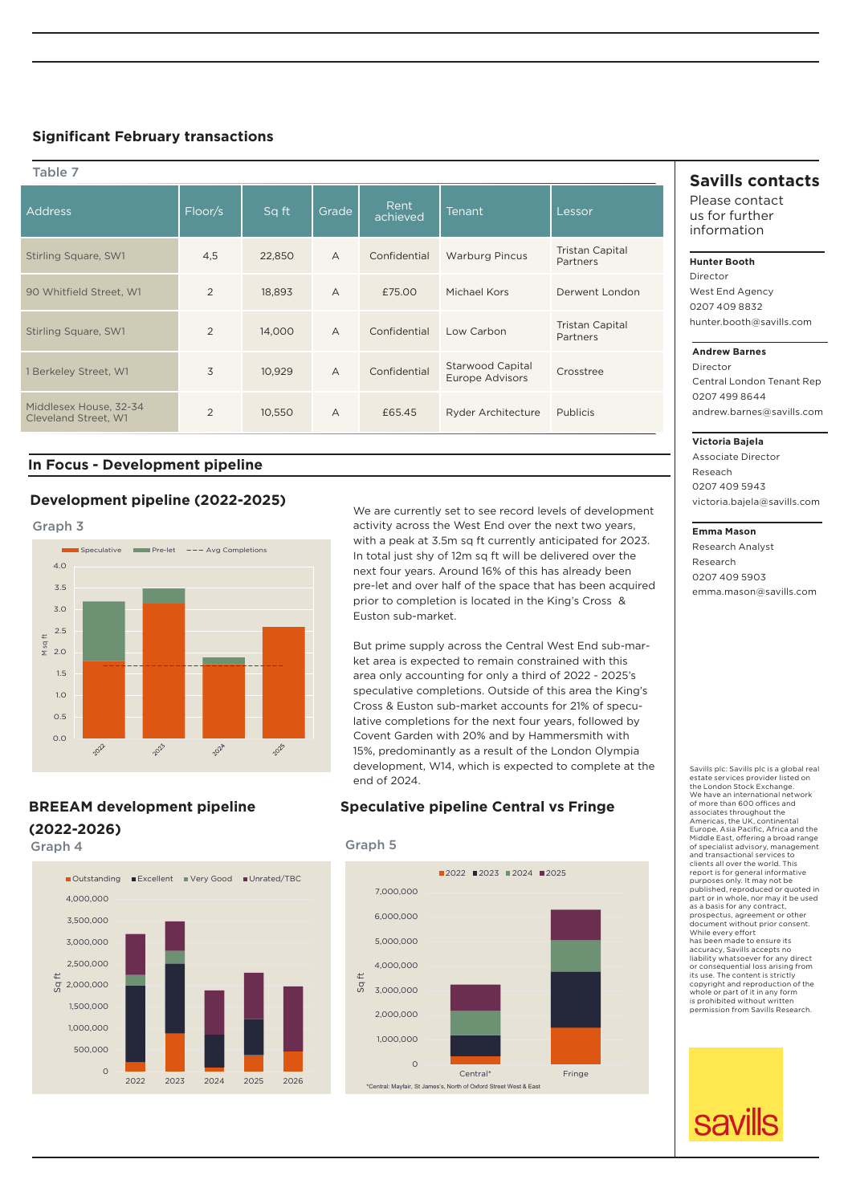## Significant February transactions

Table 7

| Address | Floor/s | Sq ft | Grade | Rent achieved | Tenant | Lessor |
| --- | --- | --- | --- | --- | --- | --- |
| Stirling Square, SW1 | 4,5 | 22,850 | A | Confidential | Warburg Pincus | Tristan Capital Partners |
| 90 Whitfield Street, W1 | 2 | 18,893 | A | £75.00 | Michael Kors | Derwent London |
| Stirling Square, SW1 | 2 | 14,000 | A | Confidential | Low Carbon | Tristan Capital Partners |
| 1 Berkeley Street, W1 | 3 | 10,929 | A | Confidential | Starwood Capital Europe Advisors | Crosstree |
| Middlesex House, 32-34 Cleveland Street, W1 | 2 | 10,550 | A | £65.45 | Ryder Architecture | Publicis |

## In Focus - Development pipeline

### Development pipeline (2022-2025)

Graph 3

Speculative
Pre-let
Avg Completions

M sq ft

4.0
3.5
3.0
2.5
2.0
1.5
1.0
0.5
0.0

2022
2023
2024
2025

We are currently set to see record levels of development activity across the West End over the next two years, with a peak at 3.5m sq ft currently anticipated for 2023. In total just shy of 12m sq ft will be delivered over the next four years. Around 16% of this has already been pre-let and over half of the space that has been acquired prior to completion is located in the King's Cross & Euston sub-market.

But prime supply across the Central West End sub-market is expected to remain constrained with this area only accounting for only a third of 2022 - 2025's speculative completions. Outside of this area the King's Cross & Euston sub-market accounts for 21% of speculative completions for the next four years, followed by Covent Garden with 20% and by Hammersmith with 15%, predominantly as a result of the London Olympia development, W14, which is expected to complete at the end of 2024.

### BREEAM development pipeline (2022-2026)

Graph 4

Outstanding
Excellent
Very Good
Unrated/TBC

Sq ft

4,000,000
3,500,000
3,000,000
2,500,000
2,000,000
1,500,000
1,000,000
500,000
0

2022
2023
2024
2025
2026

### Speculative pipeline Central vs Fringe

Graph 5

2022
2023
2024
2025

Sq ft

7,000,000
6,000,000
5,000,000
4,000,000
3,000,000
2,000,000
1,000,000
0

Central*
Fringe

*Central: Mayfair, St James's, North of Oxford Street West & East

## Savills contacts

Please contact us for further information

**Hunter Booth**
Director
West End Agency
0207 409 8832
hunter.booth@savills.com

**Andrew Barnes**
Director
Central London Tenant Rep
0207 499 8644
andrew.barnes@savills.com

**Victoria Bajela**
Associate Director
Reseach
0207 409 5943
victoria.bajela@savills.com

**Emma Mason**
Research Analyst
Research
0207 409 5903
emma.mason@savills.com

Savills plc: Savills plc is a global real estate services provider listed on the London Stock Exchange. We have an international network of more than 600 offices and associates throughout the Americas, the UK, continental Europe, Asia Pacific, Africa and the Middle East, offering a broad range of specialist advisory, management and transactional services to clients all over the world. This report is for general informative purposes only. It may not be published, reproduced or quoted in part or in whole, nor may it be used as a basis for any contract, prospectus, agreement or other document without prior consent. While every effort has been made to ensure its accuracy, Savills accepts no liability whatsoever for any direct or consequential loss arising from its use. The content is strictly copyright and reproduction of the whole or part of it in any form is prohibited without written permission from Savills Research.

savills